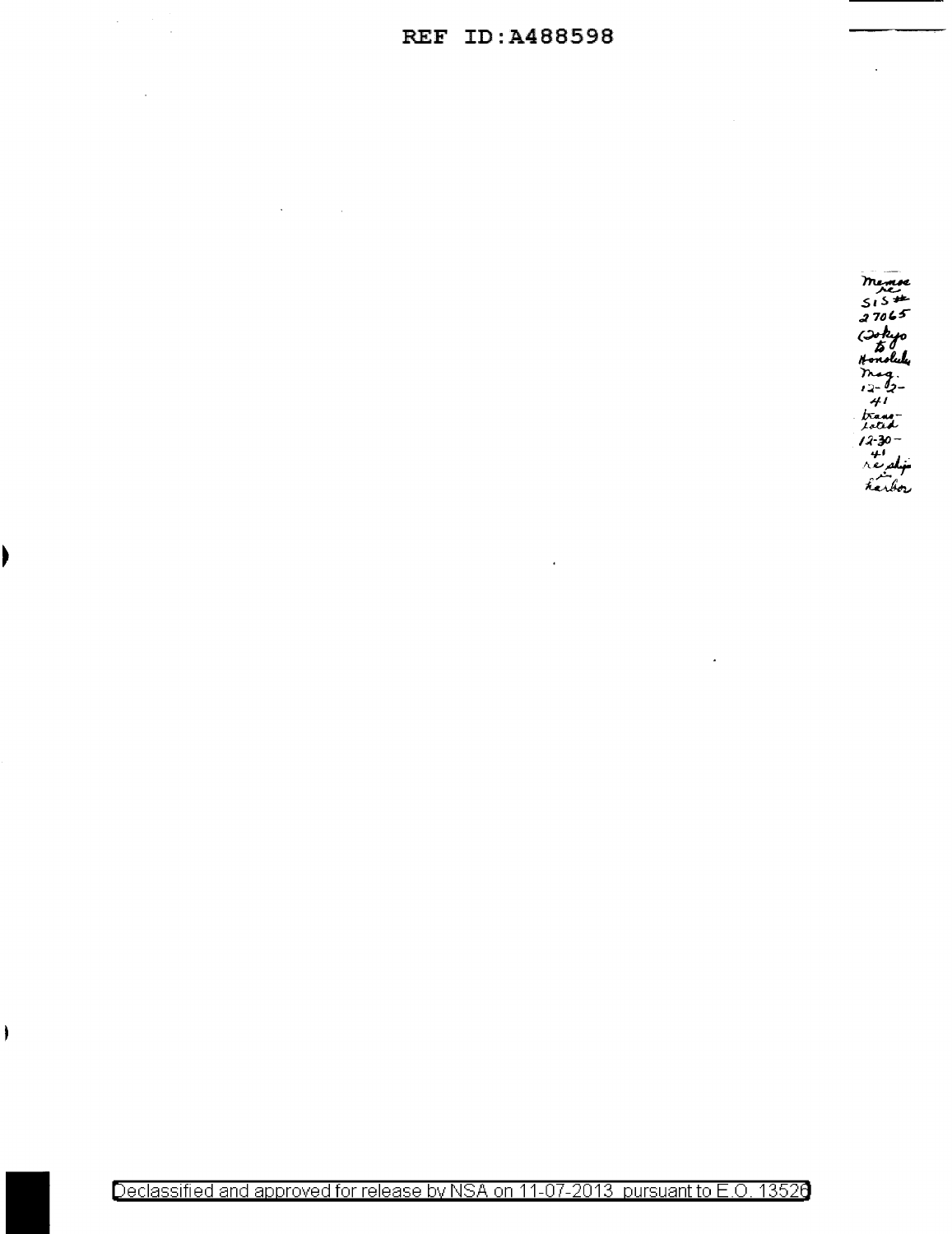REF ID:A488598

Memo re SIS # 27065 (Tokyo to Honolulu msg. 12-2-41 translated 12-30-41 re ships in harbor

Declassified and approved for release by NSA on 11-07-2013 pursuant to E.O. 13526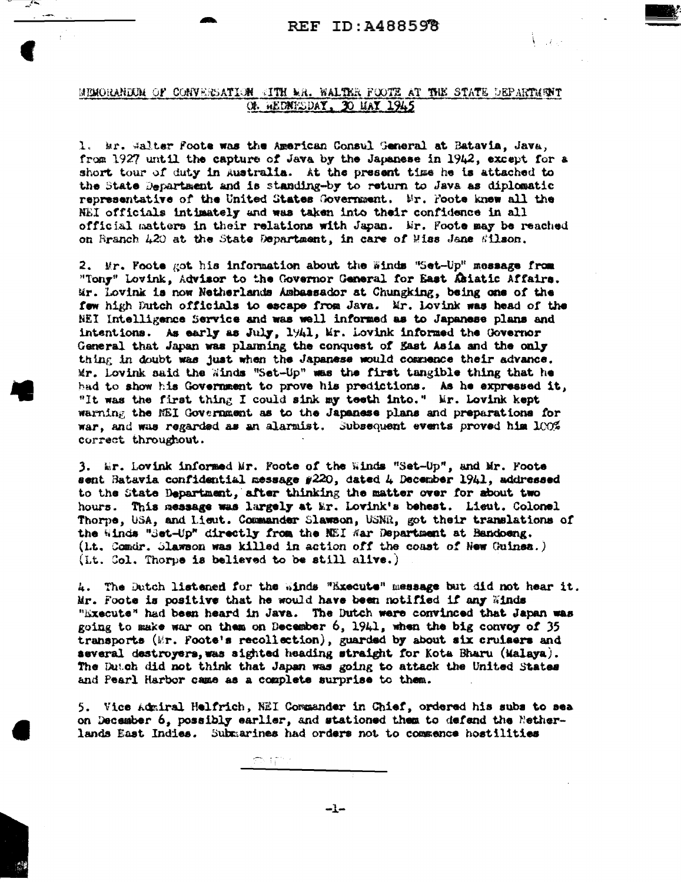MEMORANDUM OF CONVERSATION WITH MR. WALTER FOOTE AT THE STATE DEPARTMENT ON WEDNESDAY, 30 MAY 1945

1. Mr. Walter Foote was the American Consul General at Batavia, Java, from 1927 until the capture of Java by the Japanese in 1942, except for a short tour of duty in Australia. At the present time he is attached to the State Department and is standing-by to return to Java as diplomatic representative of the United States Government. Mr. Foote knew all the NEI officials intimately and was taken into their confidence in all official matters in their relations with Japan. Mr. Foote may be reached on Branch 420 at the State Department, in care of Miss Jane Wilson.

2. Mr. Foote got his information about the Winds "Set-Up" message from "Tony" Lovink, Advisor to the Governor General for East Asiatic Affairs. Mr. Lovink is now Netherlands Ambassador at Chungking, being one of the few high Dutch officials to escape from Java. Mr. Lovink was head of the NEI Intelligence Service and was well informed as to Japanese plans and intentions. As early as July, 1941, Mr. Lovink informed the Governor General that Japan was planning the conquest of East Asia and the only thing in doubt was just when the Japanese would commence their advance. Mr. Lovink said the Winds "Set-Up" was the first tangible thing that he had to show his Government to prove his predictions. As he expressed it, "It was the first thing I could sink my teeth into." Mr. Lovink kept warning the NEI Government as to the Japanese plans and preparations for war, and was regarded as an alarmist. Subsequent events proved him 100% correct throughout.

3. Mr. Lovink informed Mr. Foote of the Winds "Set-Up", and Mr. Foote sent Batavia confidential message #220, dated 4 December 1941, addressed to the State Department, after thinking the matter over for about two hours. This message was largely at Mr. Lovink's behest. Lieut. Colonel Thorpe, USA, and Lieut. Commander Slawson, USNR, got their translations of the Winds "Set-Up" directly from the NEI War Department at Bandoeng. (Lt. Comdr. Slawson was killed in action off the coast of New Guinea.) (Lt. Col. Thorpe is believed to be still alive.)

4. The Dutch listened for the Winds "Execute" message but did not hear it. Mr. Foote is positive that he would have been notified if any Winds "Execute" had been heard in Java. The Dutch were convinced that Japan was going to make war on them on December 6, 1941, when the big convoy of 35 transports (Mr. Foote's recollection), guarded by about six cruisers and several destroyers, was sighted heading straight for Kota Bharu (Malaya). The Dutch did not think that Japan was going to attack the United States and Pearl Harbor came as a complete surprise to them.

5. Vice Admiral Helfrich, NEI Commander in Chief, ordered his subs to sea on December 6, possibly earlier, and stationed them to defend the Netherlands East Indies. Submarines had orders not to commence hostilities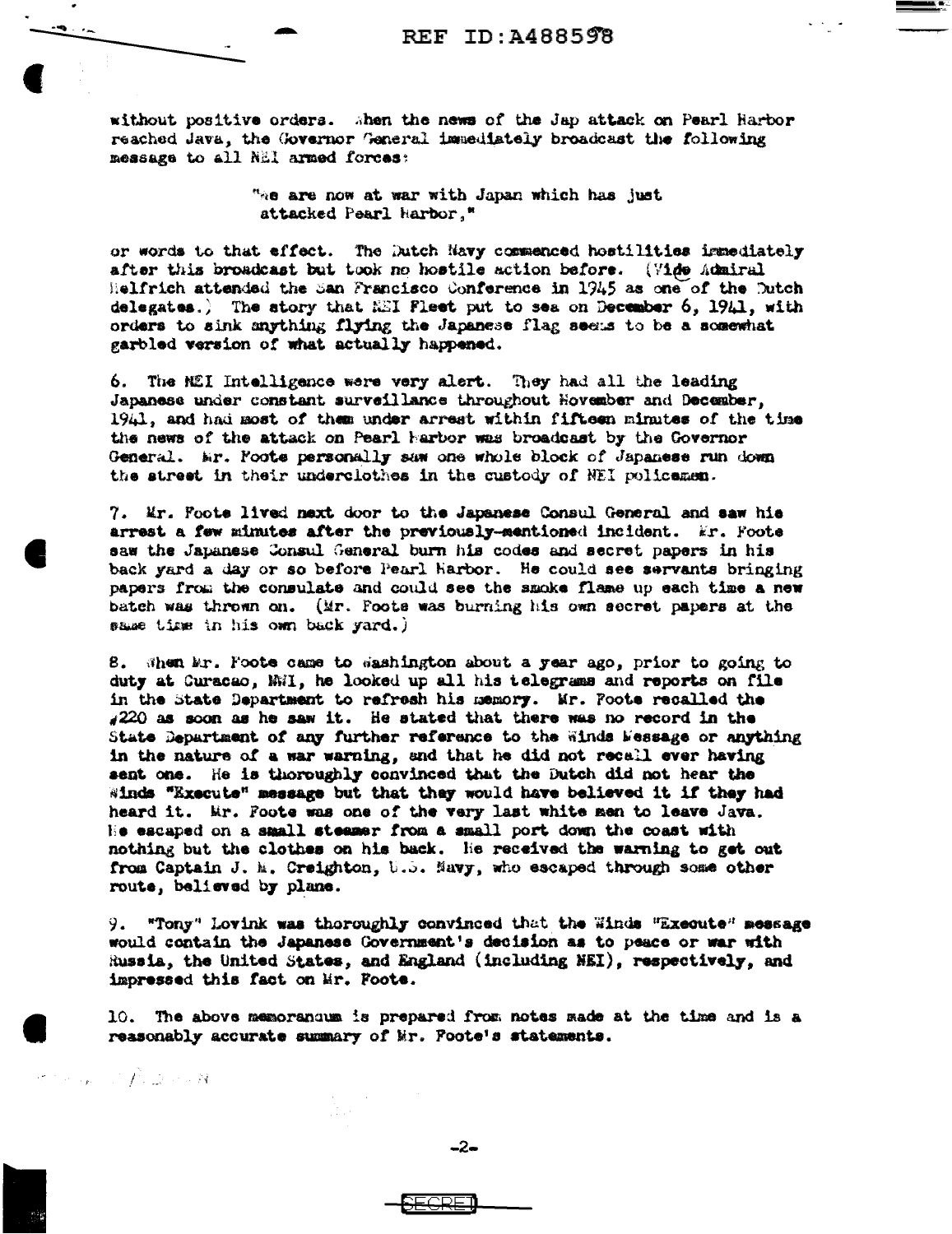without positive orders. When the news of the Jap attack on Pearl Harbor reached Java, the Governor General immediately broadcast the following message to all NEI armed forces:

> "We are now at war with Japan which has just attacked Pearl Harbor,"

or words to that effect. The Dutch Navy commenced hostilities immediately after this broadcast but took no hostile action before. (Vide Admiral Helfrich attended the San Francisco Conference in 1945 as one of the Dutch delegates.) The story that NEI Fleet put to sea on December 6, 1941, with orders to sink anything flying the Japanese flag seems to be a somewhat garbled version of what actually happened.

6. The NEI Intelligence were very alert. They had all the leading Japanese under constant surveillance throughout November and December, 1941, and had most of them under arrest within fifteen minutes of the time the news of the attack on Pearl Harbor was broadcast by the Governor General. Mr. Foote personally saw one whole block of Japanese run down the street in their underclothes in the custody of NEI policemen.

7. Mr. Foote lived next door to the Japanese Consul General and saw his arrest a few minutes after the previously-mentioned incident. Mr. Foote saw the Japanese Consul General burn his codes and secret papers in his back yard a day or so before Pearl Harbor. He could see servants bringing papers from the consulate and could see the smoke flame up each time a new batch was thrown on. (Mr. Foote was burning his own secret papers at the same time in his own back yard.)

8. When Mr. Foote came to Washington about a year ago, prior to going to duty at Curacao, NWI, he looked up all his telegrams and reports on file in the State Department to refresh his memory. Mr. Foote recalled the #220 as soon as he saw it. He stated that there was no record in the State Department of any further reference to the Winds Message or anything in the nature of a war warning, and that he did not recall ever having sent one. He is thoroughly convinced that the Dutch did not hear the Winds "Execute" message but that they would have believed it if they had heard it. Mr. Foote was one of the very last white men to leave Java. He escaped on a small steamer from a small port down the coast with nothing but the clothes on his back. He received the warning to get out from Captain J. M. Creighton, U.S. Navy, who escaped through some other route, believed by plane.

9. "Tony" Lovink was thoroughly convinced that the Winds "Execute" message would contain the Japanese Government's decision as to peace or war with Russia, the United States, and England (including NEI), respectively, and impressed this fact on Mr. Foote.

10. The above memorandum is prepared from notes made at the time and is a reasonably accurate summary of Mr. Foote's statements.

SECRET